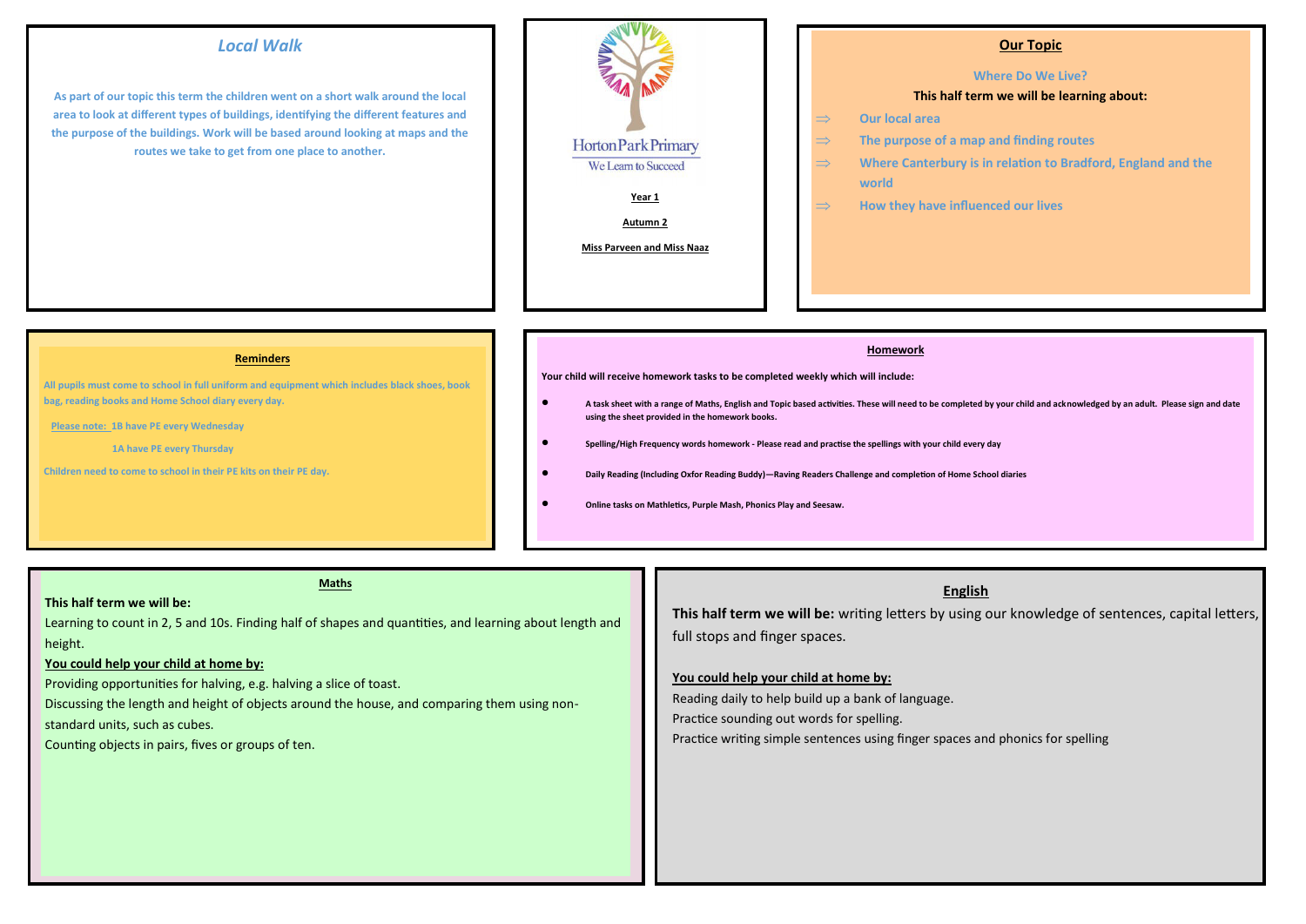## Local Walk

As part of our topic this term the children went on a short walk around the local area to look at different types of buildings, identifying the different features and the purpose of the buildings. Work will be based around looking at maps and the routes we take to get from one place to another.

# Horton Park Primary

We Learn to Succeed

**Year 1**

**Autumn 2**

**Miss Parveen and Miss Naaz**

## Our Topic

**Where Do We Live?**

**This half term we will be learning about:**

- ⇒ Our local area
- ⇒ The purpose of a map and finding routes
- ⇒ Where Canterbury is in relation to Bradford, England and the world
- ⇒ How they have influenced our lives

## Reminders

All pupils must come to school in full uniform and equipment which includes black shoes, book bag, reading books and Home School diary every day.

Please note: 1B have PE every Wednesday

1A have PE every Thursday

Children need to come to school in their PE kits on their PE day.

## Homework

Your child will receive homework tasks to be completed weekly which will include:

- A task sheet with a range of Maths, English and Topic based activities. These will need to be completed by your child and acknowledged by an adult. Please sign and date using the sheet provided in the homework books.
- Spelling/High Frequency words homework - Please read and practise the spellings with your child every day
- Daily Reading (Including Oxfor Reading Buddy)—Raving Readers Challenge and completion of Home School diaries
- Online tasks on Mathletics, Purple Mash, Phonics Play and Seesaw.

## Maths

**This half term we will be:**

Learning to count in 2, 5 and 10s. Finding half of shapes and quantities, and learning about length and height.

**You could help your child at home by:**

Providing opportunities for halving, e.g. halving a slice of toast.

Discussing the length and height of objects around the house, and comparing them using non-standard units, such as cubes.

Counting objects in pairs, fives or groups of ten.

## English

**This half term we will be:** writing letters by using our knowledge of sentences, capital letters, full stops and finger spaces.

**You could help your child at home by:**

Reading daily to help build up a bank of language.

Practice sounding out words for spelling.

Practice writing simple sentences using finger spaces and phonics for spelling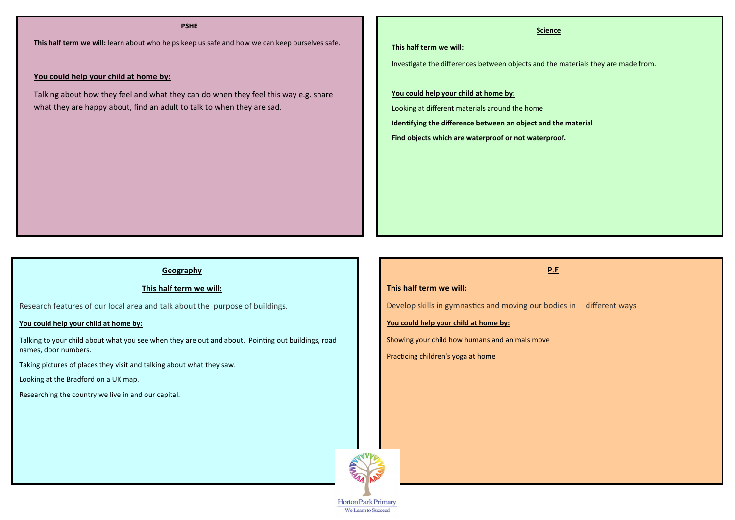## PSHE

**This half term we will:** learn about who helps keep us safe and how we can keep ourselves safe.

**You could help your child at home by:**

Talking about how they feel and what they can do when they feel this way e.g. share what they are happy about, find an adult to talk to when they are sad.

## Science

**This half term we will:**

Investigate the differences between objects and the materials they are made from.

**You could help your child at home by:**

Looking at different materials around the home

**Identifying the difference between an object and the material**

**Find objects which are waterproof or not waterproof.**

## Geography

**This half term we will:**

Research features of our local area and talk about the purpose of buildings.

**You could help your child at home by:**

Talking to your child about what you see when they are out and about. Pointing out buildings, road names, door numbers.

Taking pictures of places they visit and talking about what they saw.

Looking at the Bradford on a UK map.

Researching the country we live in and our capital.

## P.E

**This half term we will:**

Develop skills in gymnastics and moving our bodies in different ways

**You could help your child at home by:**

Showing your child how humans and animals move

Practicing children's yoga at home

Horton Park Primary
We Learn to Succeed